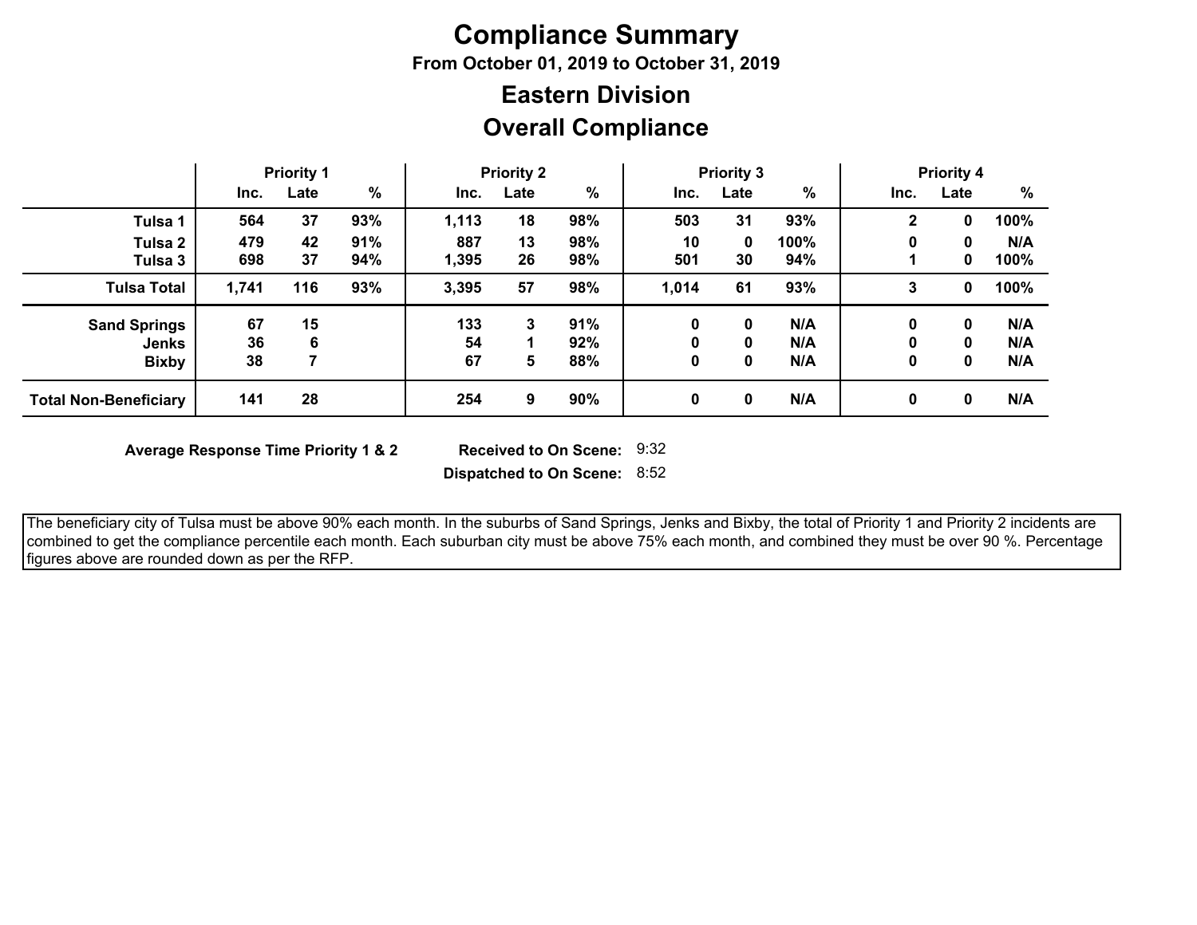# Compliance Summary

**From October 01, 2019 to October 31, 2019**

## Eastern Division

## Overall Compliance

| | Priority 1 | | | Priority 2 | | | Priority 3 | | | Priority 4 | | |
|---|---|---|---|---|---|---|---|---|---|---|---|---|
| | Inc. | Late | % | Inc. | Late | % | Inc. | Late | % | Inc. | Late | % |
| **Tulsa 1** | 564 | 37 | 93% | 1,113 | 18 | 98% | 503 | 31 | 93% | 2 | 0 | 100% |
| **Tulsa 2** | 479 | 42 | 91% | 887 | 13 | 98% | 10 | 0 | 100% | 0 | 0 | N/A |
| **Tulsa 3** | 698 | 37 | 94% | 1,395 | 26 | 98% | 501 | 30 | 94% | 1 | 0 | 100% |
| **Tulsa Total** | 1,741 | 116 | 93% | 3,395 | 57 | 98% | 1,014 | 61 | 93% | 3 | 0 | 100% |
| **Sand Springs** | 67 | 15 | | 133 | 3 | 91% | 0 | 0 | N/A | 0 | 0 | N/A |
| **Jenks** | 36 | 6 | | 54 | 1 | 92% | 0 | 0 | N/A | 0 | 0 | N/A |
| **Bixby** | 38 | 7 | | 67 | 5 | 88% | 0 | 0 | N/A | 0 | 0 | N/A |
| **Total Non-Beneficiary** | 141 | 28 | | 254 | 9 | 90% | 0 | 0 | N/A | 0 | 0 | N/A |

**Average Response Time Priority 1 & 2**

**Received to On Scene:** 9:32

**Dispatched to On Scene:** 8:52

The beneficiary city of Tulsa must be above 90% each month. In the suburbs of Sand Springs, Jenks and Bixby, the total of Priority 1 and Priority 2 incidents are combined to get the compliance percentile each month. Each suburban city must be above 75% each month, and combined they must be over 90 %. Percentage figures above are rounded down as per the RFP.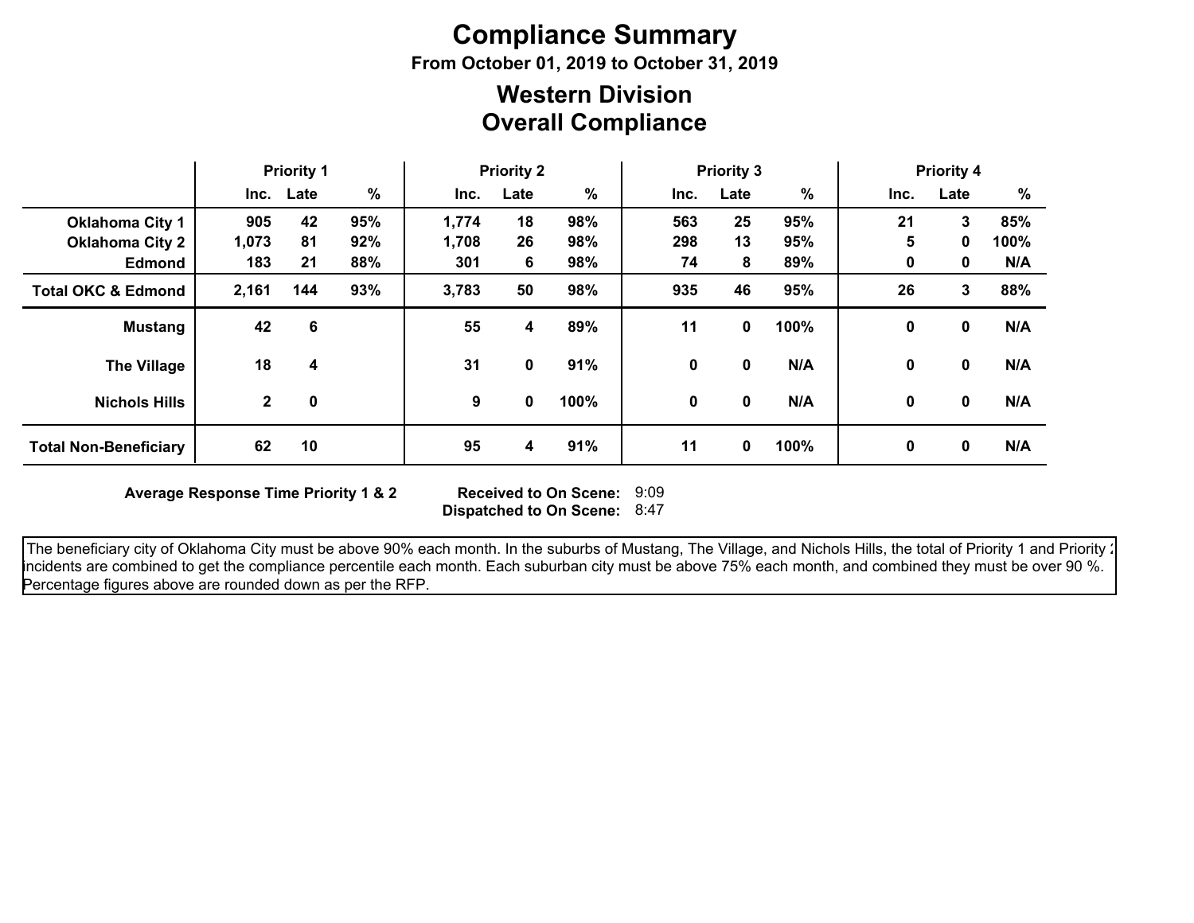# Compliance Summary

**From October 01, 2019 to October 31, 2019**

## Western Division
## Overall Compliance

| | Priority 1 | | | Priority 2 | | | Priority 3 | | | Priority 4 | | |
|---|---|---|---|---|---|---|---|---|---|---|---|---|
| | Inc. | Late | % | Inc. | Late | % | Inc. | Late | % | Inc. | Late | % |
| **Oklahoma City 1** | 905 | 42 | 95% | 1,774 | 18 | 98% | 563 | 25 | 95% | 21 | 3 | 85% |
| **Oklahoma City 2** | 1,073 | 81 | 92% | 1,708 | 26 | 98% | 298 | 13 | 95% | 5 | 0 | 100% |
| **Edmond** | 183 | 21 | 88% | 301 | 6 | 98% | 74 | 8 | 89% | 0 | 0 | N/A |
| **Total OKC & Edmond** | 2,161 | 144 | 93% | 3,783 | 50 | 98% | 935 | 46 | 95% | 26 | 3 | 88% |
| **Mustang** | 42 | 6 | | 55 | 4 | 89% | 11 | 0 | 100% | 0 | 0 | N/A |
| **The Village** | 18 | 4 | | 31 | 0 | 91% | 0 | 0 | N/A | 0 | 0 | N/A |
| **Nichols Hills** | 2 | 0 | | 9 | 0 | 100% | 0 | 0 | N/A | 0 | 0 | N/A |
| **Total Non-Beneficiary** | 62 | 10 | | 95 | 4 | 91% | 11 | 0 | 100% | 0 | 0 | N/A |

**Average Response Time Priority 1 & 2** — **Received to On Scene:** 9:09 — **Dispatched to On Scene:** 8:47

The beneficiary city of Oklahoma City must be above 90% each month. In the suburbs of Mustang, The Village, and Nichols Hills, the total of Priority 1 and Priority 2 incidents are combined to get the compliance percentile each month. Each suburban city must be above 75% each month, and combined they must be over 90 %. Percentage figures above are rounded down as per the RFP.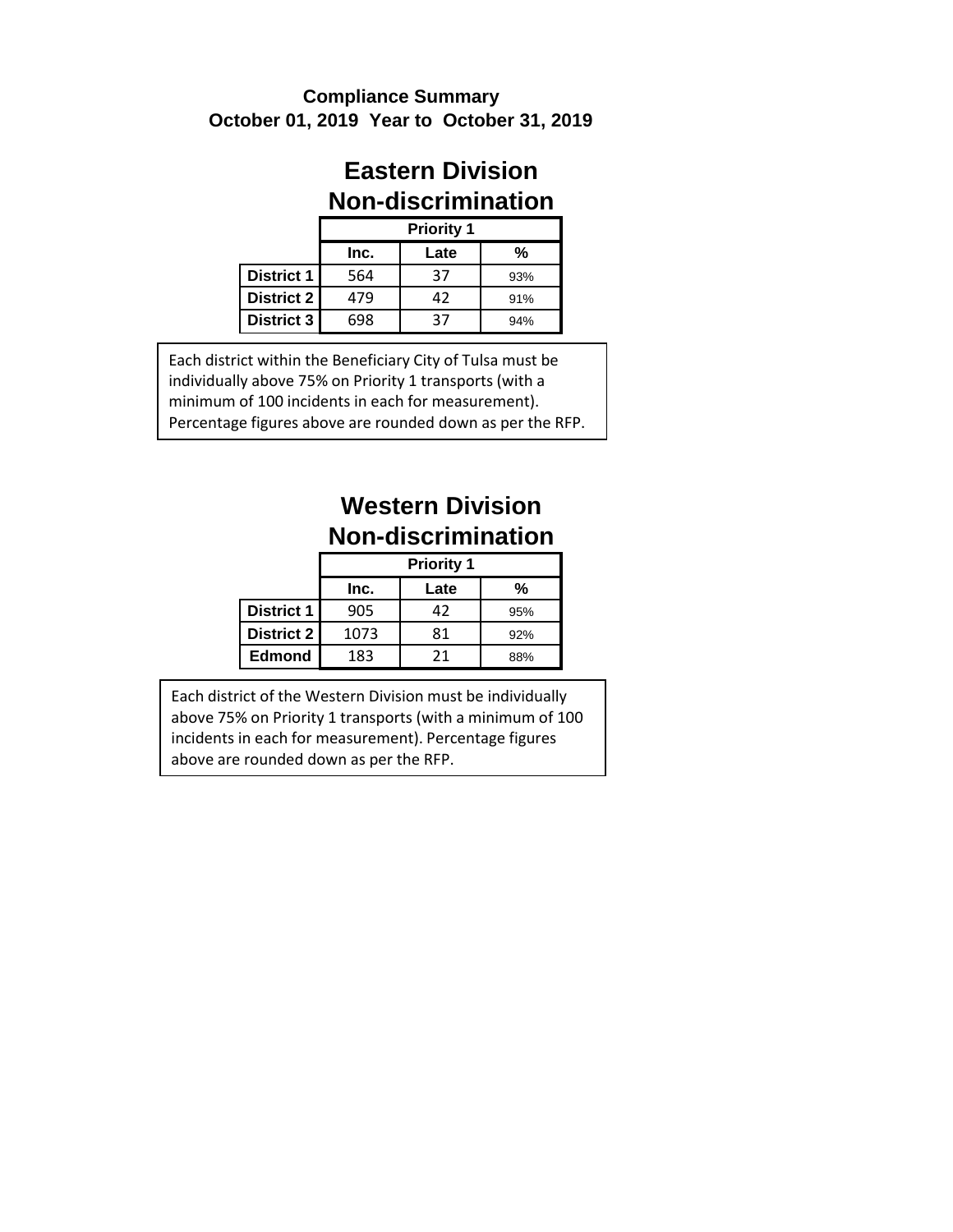**Compliance Summary**
**October 01, 2019 Year to October 31, 2019**

## Eastern Division
## Non-discrimination

| | Priority 1 | | |
|---|---|---|---|
| | Inc. | Late | % |
| **District 1** | 564 | 37 | 93% |
| **District 2** | 479 | 42 | 91% |
| **District 3** | 698 | 37 | 94% |

Each district within the Beneficiary City of Tulsa must be individually above 75% on Priority 1 transports (with a minimum of 100 incidents in each for measurement). Percentage figures above are rounded down as per the RFP.

## Western Division
## Non-discrimination

| | Priority 1 | | |
|---|---|---|---|
| | Inc. | Late | % |
| **District 1** | 905 | 42 | 95% |
| **District 2** | 1073 | 81 | 92% |
| **Edmond** | 183 | 21 | 88% |

Each district of the Western Division must be individually above 75% on Priority 1 transports (with a minimum of 100 incidents in each for measurement). Percentage figures above are rounded down as per the RFP.